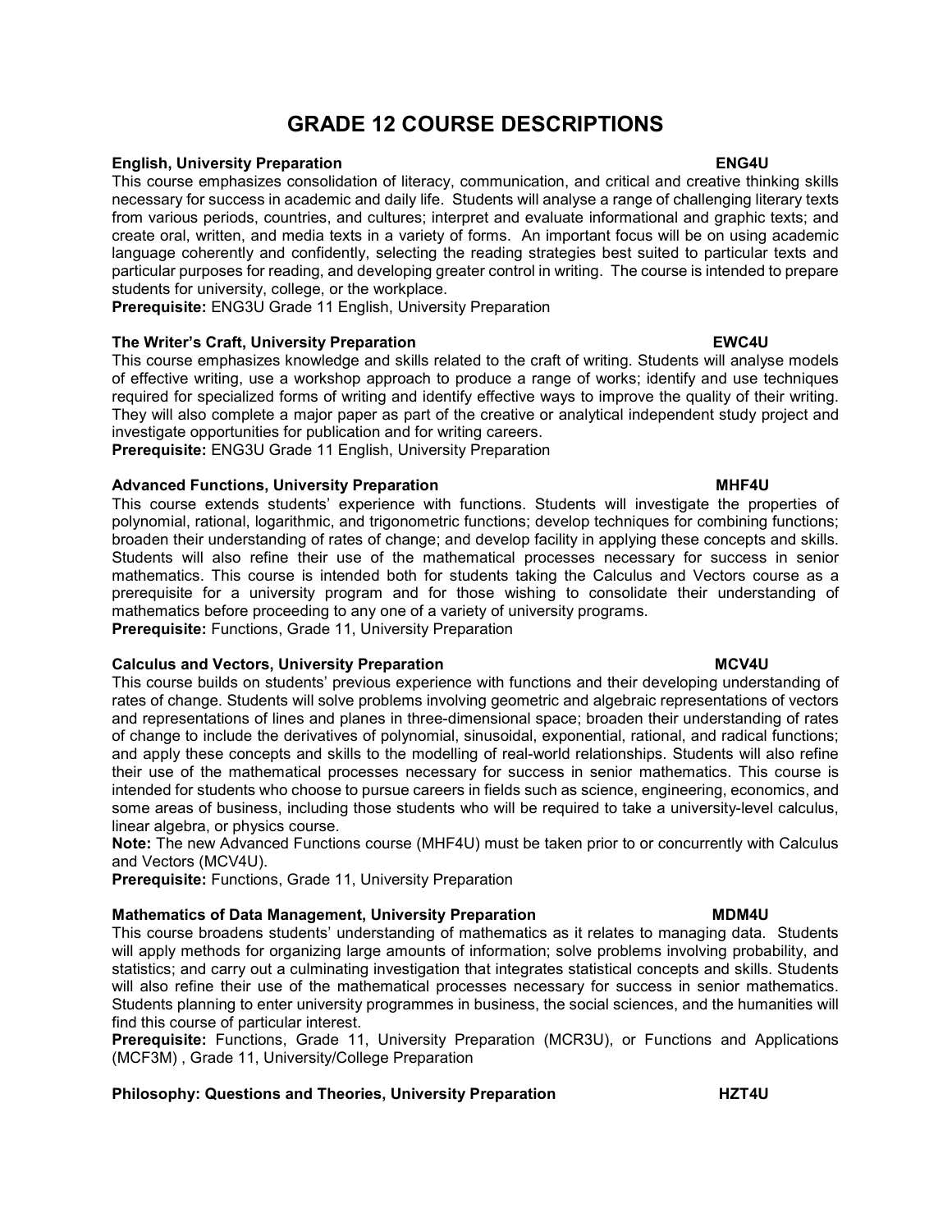# GRADE 12 COURSE DESCRIPTIONS

**English, University Preparation** **ENG4U**

This course emphasizes consolidation of literacy, communication, and critical and creative thinking skills necessary for success in academic and daily life. Students will analyse a range of challenging literary texts from various periods, countries, and cultures; interpret and evaluate informational and graphic texts; and create oral, written, and media texts in a variety of forms. An important focus will be on using academic language coherently and confidently, selecting the reading strategies best suited to particular texts and particular purposes for reading, and developing greater control in writing. The course is intended to prepare students for university, college, or the workplace.

**Prerequisite:** ENG3U Grade 11 English, University Preparation

**The Writer's Craft, University Preparation** **EWC4U**

This course emphasizes knowledge and skills related to the craft of writing. Students will analyse models of effective writing, use a workshop approach to produce a range of works; identify and use techniques required for specialized forms of writing and identify effective ways to improve the quality of their writing. They will also complete a major paper as part of the creative or analytical independent study project and investigate opportunities for publication and for writing careers.

**Prerequisite:** ENG3U Grade 11 English, University Preparation

**Advanced Functions, University Preparation** **MHF4U**

This course extends students' experience with functions. Students will investigate the properties of polynomial, rational, logarithmic, and trigonometric functions; develop techniques for combining functions; broaden their understanding of rates of change; and develop facility in applying these concepts and skills. Students will also refine their use of the mathematical processes necessary for success in senior mathematics. This course is intended both for students taking the Calculus and Vectors course as a prerequisite for a university program and for those wishing to consolidate their understanding of mathematics before proceeding to any one of a variety of university programs.

**Prerequisite:** Functions, Grade 11, University Preparation

**Calculus and Vectors, University Preparation** **MCV4U**

This course builds on students' previous experience with functions and their developing understanding of rates of change. Students will solve problems involving geometric and algebraic representations of vectors and representations of lines and planes in three-dimensional space; broaden their understanding of rates of change to include the derivatives of polynomial, sinusoidal, exponential, rational, and radical functions; and apply these concepts and skills to the modelling of real-world relationships. Students will also refine their use of the mathematical processes necessary for success in senior mathematics. This course is intended for students who choose to pursue careers in fields such as science, engineering, economics, and some areas of business, including those students who will be required to take a university-level calculus, linear algebra, or physics course.

**Note:** The new Advanced Functions course (MHF4U) must be taken prior to or concurrently with Calculus and Vectors (MCV4U).

**Prerequisite:** Functions, Grade 11, University Preparation

**Mathematics of Data Management, University Preparation** **MDM4U**

This course broadens students' understanding of mathematics as it relates to managing data. Students will apply methods for organizing large amounts of information; solve problems involving probability, and statistics; and carry out a culminating investigation that integrates statistical concepts and skills. Students will also refine their use of the mathematical processes necessary for success in senior mathematics. Students planning to enter university programmes in business, the social sciences, and the humanities will find this course of particular interest.

**Prerequisite:** Functions, Grade 11, University Preparation (MCR3U), or Functions and Applications (MCF3M) , Grade 11, University/College Preparation

**Philosophy: Questions and Theories, University Preparation** **HZT4U**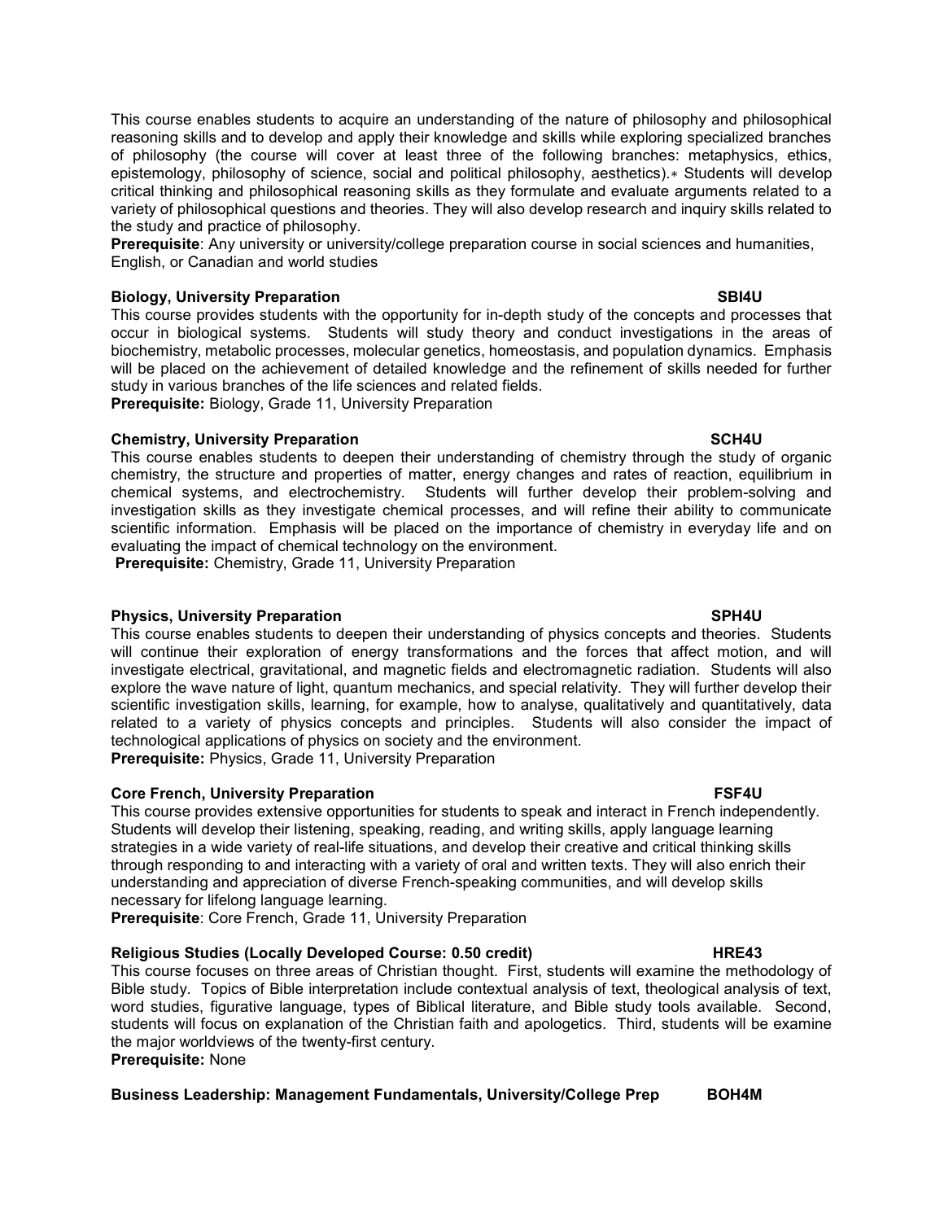This course enables students to acquire an understanding of the nature of philosophy and philosophical reasoning skills and to develop and apply their knowledge and skills while exploring specialized branches of philosophy (the course will cover at least three of the following branches: metaphysics, ethics, epistemology, philosophy of science, social and political philosophy, aesthetics).∗ Students will develop critical thinking and philosophical reasoning skills as they formulate and evaluate arguments related to a variety of philosophical questions and theories. They will also develop research and inquiry skills related to the study and practice of philosophy.

**Prerequisite**: Any university or university/college preparation course in social sciences and humanities, English, or Canadian and world studies

**Biology, University Preparation SBI4U**

This course provides students with the opportunity for in-depth study of the concepts and processes that occur in biological systems. Students will study theory and conduct investigations in the areas of biochemistry, metabolic processes, molecular genetics, homeostasis, and population dynamics. Emphasis will be placed on the achievement of detailed knowledge and the refinement of skills needed for further study in various branches of the life sciences and related fields.

**Prerequisite:** Biology, Grade 11, University Preparation

**Chemistry, University Preparation SCH4U**

This course enables students to deepen their understanding of chemistry through the study of organic chemistry, the structure and properties of matter, energy changes and rates of reaction, equilibrium in chemical systems, and electrochemistry. Students will further develop their problem-solving and investigation skills as they investigate chemical processes, and will refine their ability to communicate scientific information. Emphasis will be placed on the importance of chemistry in everyday life and on evaluating the impact of chemical technology on the environment.

**Prerequisite:** Chemistry, Grade 11, University Preparation

**Physics, University Preparation SPH4U**

This course enables students to deepen their understanding of physics concepts and theories. Students will continue their exploration of energy transformations and the forces that affect motion, and will investigate electrical, gravitational, and magnetic fields and electromagnetic radiation. Students will also explore the wave nature of light, quantum mechanics, and special relativity. They will further develop their scientific investigation skills, learning, for example, how to analyse, qualitatively and quantitatively, data related to a variety of physics concepts and principles. Students will also consider the impact of technological applications of physics on society and the environment.

**Prerequisite:** Physics, Grade 11, University Preparation

**Core French, University Preparation FSF4U**

This course provides extensive opportunities for students to speak and interact in French independently. Students will develop their listening, speaking, reading, and writing skills, apply language learning strategies in a wide variety of real-life situations, and develop their creative and critical thinking skills through responding to and interacting with a variety of oral and written texts. They will also enrich their understanding and appreciation of diverse French-speaking communities, and will develop skills necessary for lifelong language learning.

**Prerequisite**: Core French, Grade 11, University Preparation

**Religious Studies (Locally Developed Course: 0.50 credit) HRE43**

This course focuses on three areas of Christian thought. First, students will examine the methodology of Bible study. Topics of Bible interpretation include contextual analysis of text, theological analysis of text, word studies, figurative language, types of Biblical literature, and Bible study tools available. Second, students will focus on explanation of the Christian faith and apologetics. Third, students will be examine the major worldviews of the twenty-first century.

**Prerequisite:** None

**Business Leadership: Management Fundamentals, University/College Prep BOH4M**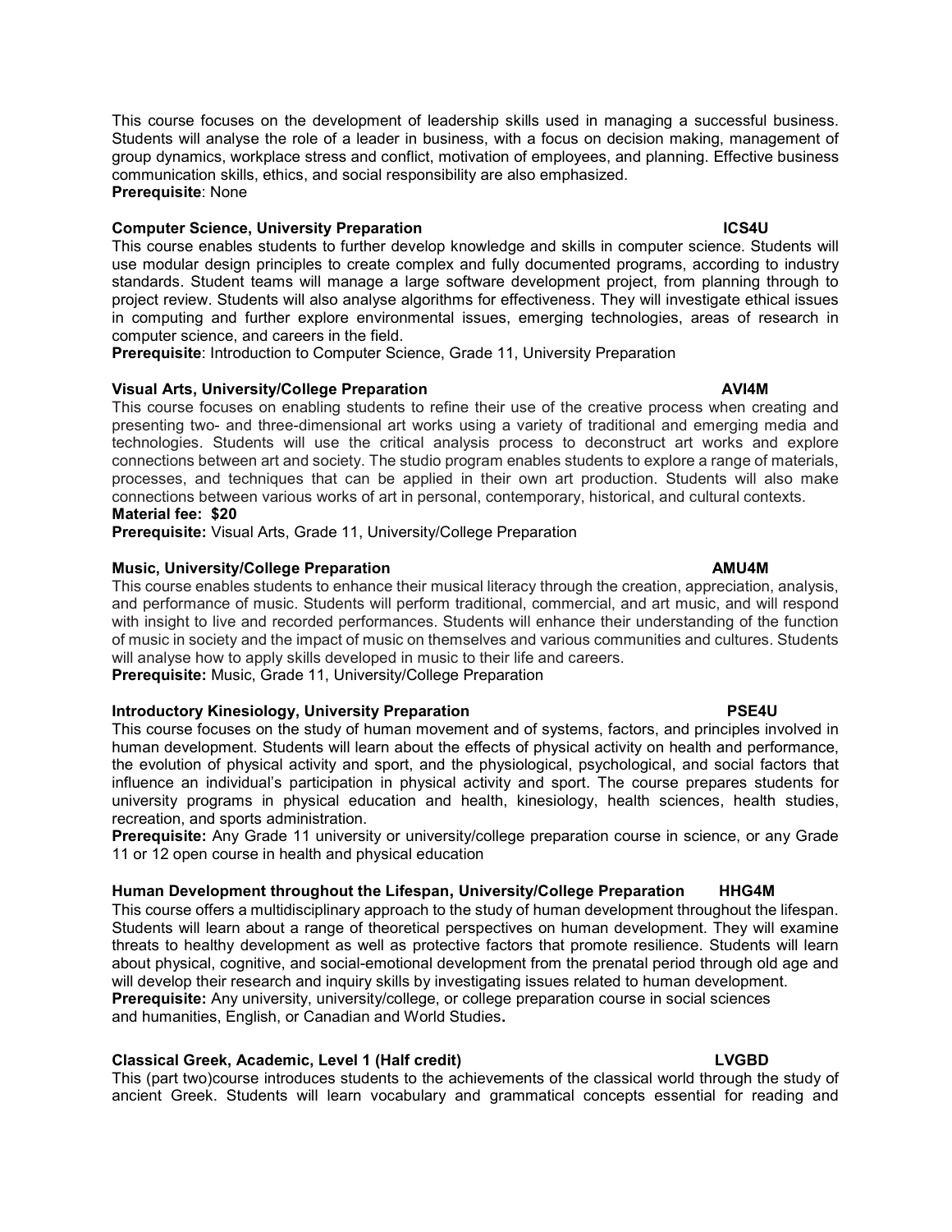This course focuses on the development of leadership skills used in managing a successful business. Students will analyse the role of a leader in business, with a focus on decision making, management of group dynamics, workplace stress and conflict, motivation of employees, and planning. Effective business communication skills, ethics, and social responsibility are also emphasized.
**Prerequisite**: None

### Computer Science, University Preparation ICS4U

This course enables students to further develop knowledge and skills in computer science. Students will use modular design principles to create complex and fully documented programs, according to industry standards. Student teams will manage a large software development project, from planning through to project review. Students will also analyse algorithms for effectiveness. They will investigate ethical issues in computing and further explore environmental issues, emerging technologies, areas of research in computer science, and careers in the field.
**Prerequisite**: Introduction to Computer Science, Grade 11, University Preparation

### Visual Arts, University/College Preparation AVI4M

This course focuses on enabling students to refine their use of the creative process when creating and presenting two- and three-dimensional art works using a variety of traditional and emerging media and technologies. Students will use the critical analysis process to deconstruct art works and explore connections between art and society. The studio program enables students to explore a range of materials, processes, and techniques that can be applied in their own art production. Students will also make connections between various works of art in personal, contemporary, historical, and cultural contexts.
**Material fee: $20**
**Prerequisite:** Visual Arts, Grade 11, University/College Preparation

### Music, University/College Preparation AMU4M

This course enables students to enhance their musical literacy through the creation, appreciation, analysis, and performance of music. Students will perform traditional, commercial, and art music, and will respond with insight to live and recorded performances. Students will enhance their understanding of the function of music in society and the impact of music on themselves and various communities and cultures. Students will analyse how to apply skills developed in music to their life and careers.
**Prerequisite:** Music, Grade 11, University/College Preparation

### Introductory Kinesiology, University Preparation PSE4U

This course focuses on the study of human movement and of systems, factors, and principles involved in human development. Students will learn about the effects of physical activity on health and performance, the evolution of physical activity and sport, and the physiological, psychological, and social factors that influence an individual's participation in physical activity and sport. The course prepares students for university programs in physical education and health, kinesiology, health sciences, health studies, recreation, and sports administration.
**Prerequisite:** Any Grade 11 university or university/college preparation course in science, or any Grade 11 or 12 open course in health and physical education

### Human Development throughout the Lifespan, University/College Preparation HHG4M

This course offers a multidisciplinary approach to the study of human development throughout the lifespan. Students will learn about a range of theoretical perspectives on human development. They will examine threats to healthy development as well as protective factors that promote resilience. Students will learn about physical, cognitive, and social-emotional development from the prenatal period through old age and will develop their research and inquiry skills by investigating issues related to human development.
**Prerequisite:** Any university, university/college, or college preparation course in social sciences and humanities, English, or Canadian and World Studies**.**

### Classical Greek, Academic, Level 1 (Half credit) LVGBD

This (part two)course introduces students to the achievements of the classical world through the study of ancient Greek. Students will learn vocabulary and grammatical concepts essential for reading and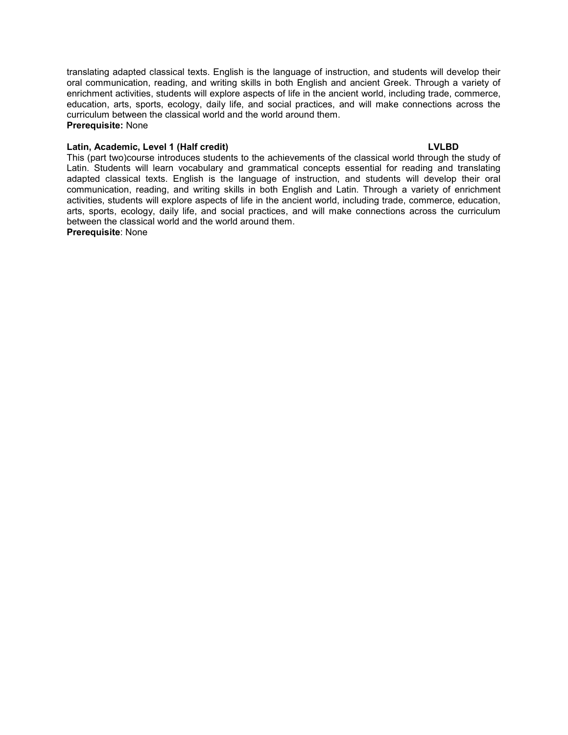translating adapted classical texts. English is the language of instruction, and students will develop their oral communication, reading, and writing skills in both English and ancient Greek. Through a variety of enrichment activities, students will explore aspects of life in the ancient world, including trade, commerce, education, arts, sports, ecology, daily life, and social practices, and will make connections across the curriculum between the classical world and the world around them.
**Prerequisite:** None

**Latin, Academic, Level 1 (Half credit)** **LVLBD**
This (part two)course introduces students to the achievements of the classical world through the study of Latin. Students will learn vocabulary and grammatical concepts essential for reading and translating adapted classical texts. English is the language of instruction, and students will develop their oral communication, reading, and writing skills in both English and Latin. Through a variety of enrichment activities, students will explore aspects of life in the ancient world, including trade, commerce, education, arts, sports, ecology, daily life, and social practices, and will make connections across the curriculum between the classical world and the world around them.
**Prerequisite**: None